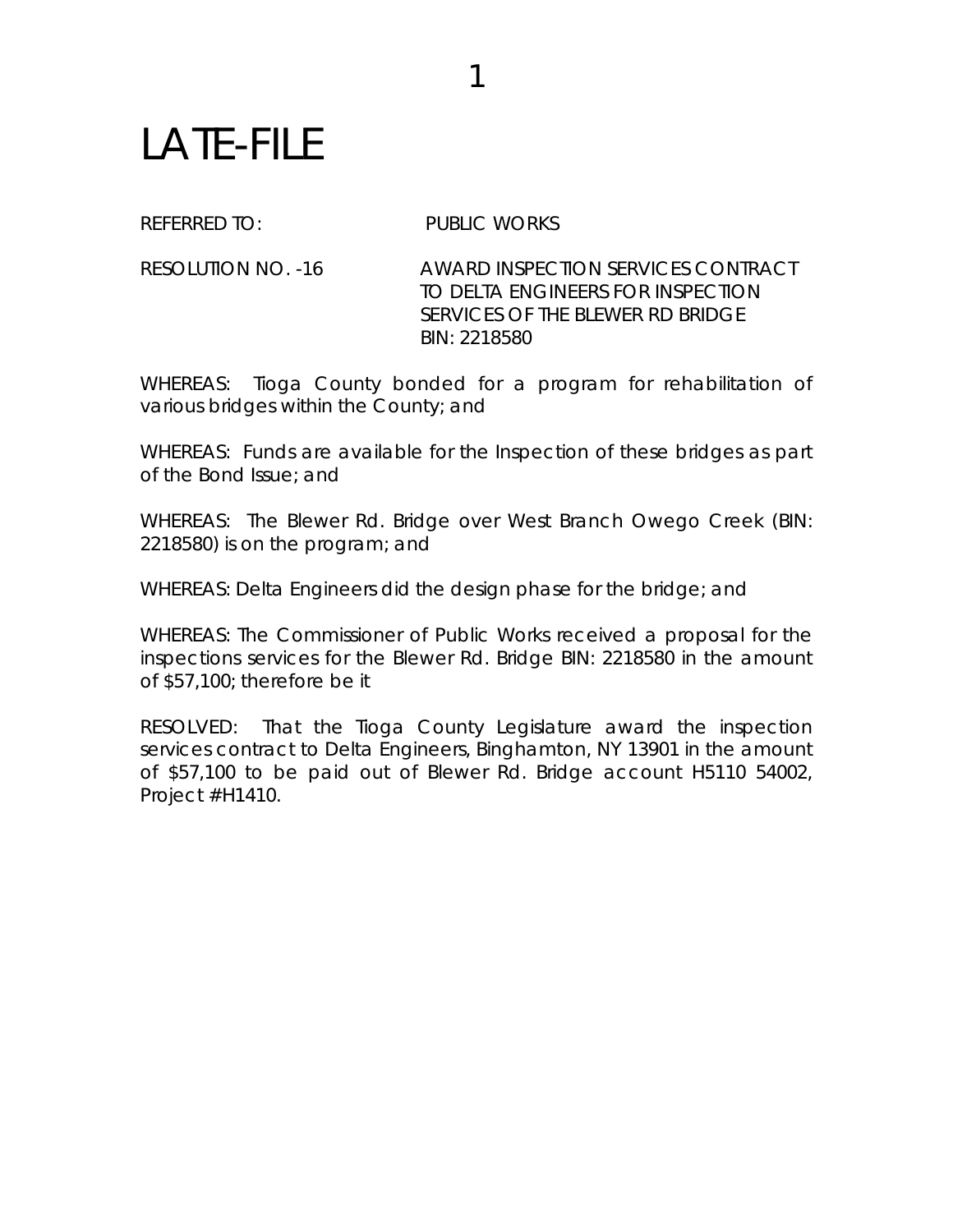# LATE-FILE

REFERRED TO: PUBLIC WORKS

RESOLUTION NO. -16 AWARD INSPECTION SERVICES CONTRACT TO DELTA ENGINEERS FOR INSPECTION SERVICES OF THE BLEWER RD BRIDGE BIN: 2218580

WHEREAS: Tioga County bonded for a program for rehabilitation of various bridges within the County; and

WHEREAS: Funds are available for the Inspection of these bridges as part of the Bond Issue; and

WHEREAS: The Blewer Rd. Bridge over West Branch Owego Creek (BIN: 2218580) is on the program; and

WHEREAS: Delta Engineers did the design phase for the bridge; and

WHEREAS: The Commissioner of Public Works received a proposal for the inspections services for the Blewer Rd. Bridge BIN: 2218580 in the amount of $57,100; therefore be it

RESOLVED: That the Tioga County Legislature award the inspection services contract to Delta Engineers, Binghamton, NY 13901 in the amount of $57,100 to be paid out of Blewer Rd. Bridge account H5110 54002, Project #H1410.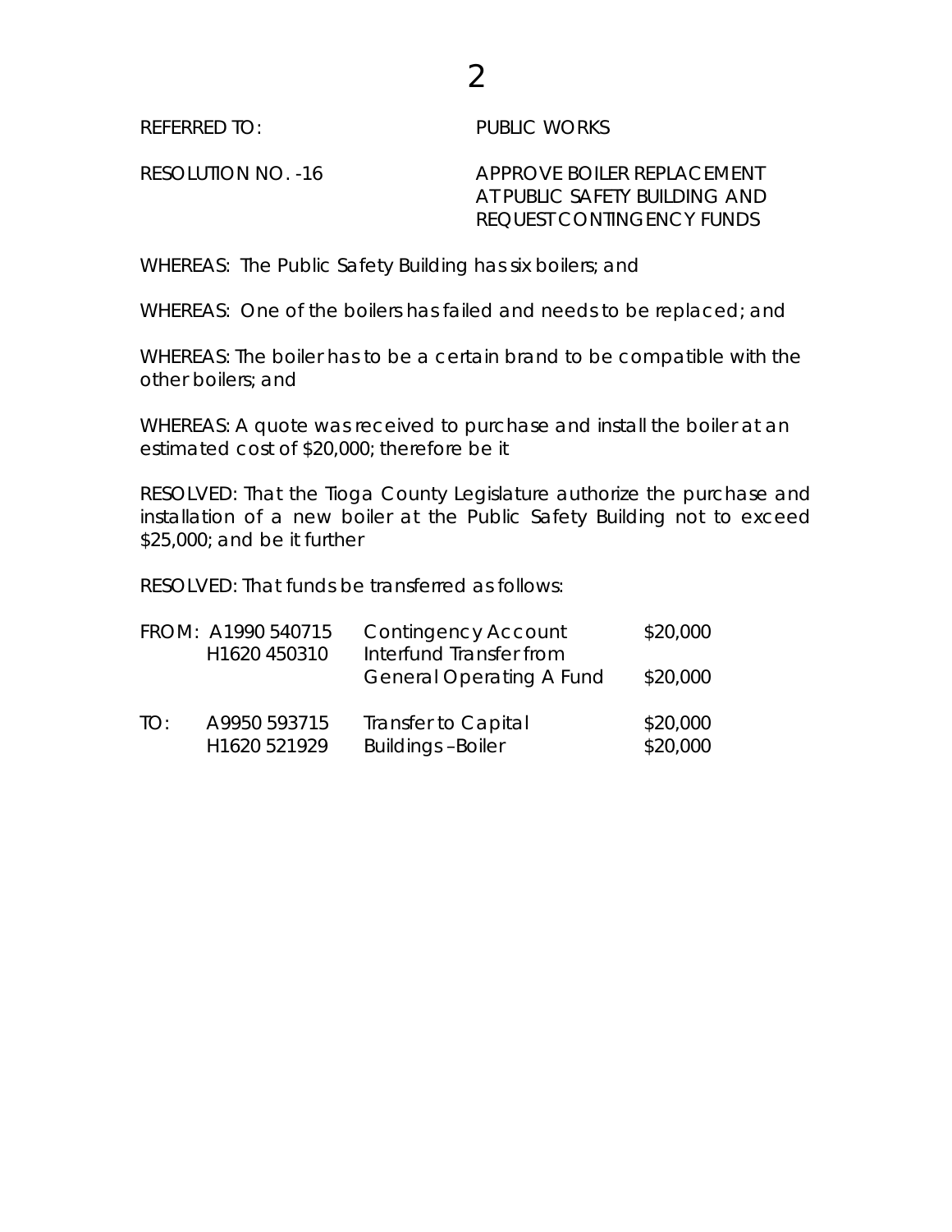REFERRED TO: PUBLIC WORKS

RESOLUTION NO. -16 APPROVE BOILER REPLACEMENT AT PUBLIC SAFETY BUILDING AND REQUEST CONTINGENCY FUNDS

WHEREAS: The Public Safety Building has six boilers; and

WHEREAS: One of the boilers has failed and needs to be replaced; and

WHEREAS: The boiler has to be a certain brand to be compatible with the other boilers; and

WHEREAS: A quote was received to purchase and install the boiler at an estimated cost of $20,000; therefore be it

RESOLVED: That the Tioga County Legislature authorize the purchase and installation of a new boiler at the Public Safety Building not to exceed $25,000; and be it further

RESOLVED: That funds be transferred as follows:

| | | | |
|---|---|---|---|
| FROM: | A1990 540715 | Contingency Account | $20,000 |
| | H1620 450310 | Interfund Transfer from General Operating A Fund | $20,000 |
| TO: | A9950 593715 | Transfer to Capital | $20,000 |
| | H1620 521929 | Buildings –Boiler | $20,000 |